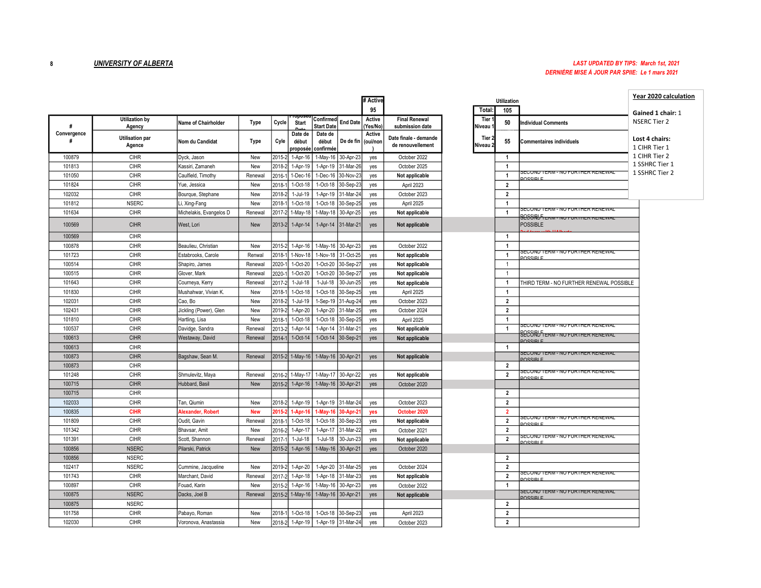**UNIVERSITY OF ALBERTA**

*LAST UPDATED BY TIPS: March 1st, 2021*
*DERNIÈRE MISE À JOUR PAR SPIIE: Le 1 mars 2021*

| Year 2020 calculation |
|---|
| **Gained 1 chair:** 1 NSERC Tier 2 |
| **Lost 4 chairs:** 1 CIHR Tier 1, 1 CIHR Tier 2, 1 SSHRC Tier 1, 1 SSHRC Tier 2 |

# Active: 95

Utilization — Total: 105; Tier 1 / Niveau 1: 50; Tier 2 / Niveau 2: 55

| # Convergence / Convergence # | Utilization by Agency / Utilisation par Agence | Name of Chairholder / Nom du Candidat | Type / Type | Cycle / Cyle | Proposed Start Date / Date de début proposée | Confirmed Start Date / Date de début confirmée | End Date / De de fin | Active (Yes/No) / Active (oui/non) | Final Renewal submission date / Date finale - demande de renouvellement | Utilization | Individual Comments / Commentaires individuels |
|---|---|---|---|---|---|---|---|---|---|---|---|
| 100879 | CIHR | Dyck, Jason | New | 2015-2 | 1-Apr-16 | 1-May-16 | 30-Apr-23 | yes | October 2022 | 1 | |
| 101813 | CIHR | Kassiri, Zamaneh | New | 2018-2 | 1-Apr-19 | 1-Apr-19 | 31-Mar-26 | yes | October 2025 | 1 | |
| 101050 | CIHR | Caulfield, Timothy | Renewal | 2016-1 | 1-Dec-16 | 1-Dec-16 | 30-Nov-23 | yes | Not applicable | 1 | SECOND TERM - NO FURTHER RENEWAL POSSIBLE |
| 101824 | CIHR | Yue, Jessica | New | 2018-1 | 1-Oct-18 | 1-Oct-18 | 30-Sep-23 | yes | April 2023 | 2 | |
| 102032 | CIHR | Bourque, Stephane | New | 2018-2 | 1-Jul-19 | 1-Apr-19 | 31-Mar-24 | yes | October 2023 | 2 | |
| 101812 | NSERC | Li, Xing-Fang | New | 2018-1 | 1-Oct-18 | 1-Oct-18 | 30-Sep-25 | yes | April 2025 | 1 | |
| 101634 | CIHR | Michelakis, Evangelos D | Renewal | 2017-2 | 1-May-18 | 1-May-18 | 30-Apr-25 | yes | Not applicable | 1 | SECOND TERM - NO FURTHER RENEWAL POSSIBLE |
| 100569 | CIHR | West, Lori | New | 2013-2 | 1-Apr-14 | 1-Apr-14 | 31-Mar-21 | yes | Not applicable | | SECOND TERM - NO FURTHER RENEWAL POSSIBLE 2nd term with UAlberta |
| 100569 | CIHR | | | | | | | | | 1 | |
| 100878 | CIHR | Beaulieu, Christian | New | 2015-2 | 1-Apr-16 | 1-May-16 | 30-Apr-23 | yes | October 2022 | 1 | |
| 101723 | CIHR | Estabrooks, Carole | Renwal | 2018-1 | 1-Nov-18 | 1-Nov-18 | 31-Oct-25 | yes | Not applicable | 1 | SECOND TERM - NO FURTHER RENEWAL POSSIBLE |
| 100514 | CIHR | Shapiro, James | Renewal | 2020-1 | 1-Oct-20 | 1-Oct-20 | 30-Sep-27 | yes | Not applicable | 1 | |
| 100515 | CIHR | Glover, Mark | Renewal | 2020-1 | 1-Oct-20 | 1-Oct-20 | 30-Sep-27 | yes | Not applicable | 1 | |
| 101643 | CIHR | Courneya, Kerry | Renewal | 2017-2 | 1-Jul-18 | 1-Jul-18 | 30-Jun-25 | yes | Not applicable | 1 | THIRD TERM - NO FURTHER RENEWAL POSSIBLE |
| 101830 | CIHR | Mushahwar, Vivian K. | New | 2018-1 | 1-Oct-18 | 1-Oct-18 | 30-Sep-25 | yes | April 2025 | 1 | |
| 102031 | CIHR | Cao, Bo | New | 2018-2 | 1-Jul-19 | 1-Sep-19 | 31-Aug-24 | yes | October 2023 | 2 | |
| 102431 | CIHR | Jickling (Power), Glen | New | 2019-2 | 1-Apr-20 | 1-Apr-20 | 31-Mar-25 | yes | October 2024 | 2 | |
| 101810 | CIHR | Hartling, Lisa | New | 2018-1 | 1-Oct-18 | 1-Oct-18 | 30-Sep-25 | yes | April 2025 | 1 | |
| 100537 | CIHR | Davidge, Sandra | Renewal | 2013-2 | 1-Apr-14 | 1-Apr-14 | 31-Mar-21 | yes | Not applicable | 1 | SECOND TERM - NO FURTHER RENEWAL POSSIBLE |
| 100613 | CIHR | Westaway, David | Renewal | 2014-1 | 1-Oct-14 | 1-Oct-14 | 30-Sep-21 | yes | Not applicable | | SECOND TERM - NO FURTHER RENEWAL POSSIBLE |
| 100613 | CIHR | | | | | | | | | 1 | |
| 100873 | CIHR | Bagshaw, Sean M. | Renewal | 2015-2 | 1-May-16 | 1-May-16 | 30-Apr-21 | yes | Not applicable | | SECOND TERM - NO FURTHER RENEWAL POSSIBLE |
| 100873 | CIHR | | | | | | | | | 2 | |
| 101248 | CIHR | Shmulevitz, Maya | Renewal | 2016-2 | 1-May-17 | 1-May-17 | 30-Apr-22 | yes | Not applicable | 2 | SECOND TERM - NO FURTHER RENEWAL POSSIBLE |
| 100715 | CIHR | Hubbard, Basil | New | 2015-2 | 1-Apr-16 | 1-May-16 | 30-Apr-21 | yes | October 2020 | | |
| 100715 | CIHR | | | | | | | | | 2 | |
| 102033 | CIHR | Tan, Qiumin | New | 2018-2 | 1-Apr-19 | 1-Apr-19 | 31-Mar-24 | yes | October 2023 | 2 | |
| 100835 | CIHR | Alexander, Robert | New | 2015-2 | 1-Apr-16 | 1-May-16 | 30-Apr-21 | yes | October 2020 | 2 | |
| 101809 | CIHR | Oudit, Gavin | Renewal | 2018-1 | 1-Oct-18 | 1-Oct-18 | 30-Sep-23 | yes | Not applicable | 2 | SECOND TERM - NO FURTHER RENEWAL POSSIBLE |
| 101342 | CIHR | Bhavsar, Amit | New | 2016-2 | 1-Apr-17 | 1-Apr-17 | 31-Mar-22 | yes | October 2021 | 2 | |
| 101391 | CIHR | Scott, Shannon | Renewal | 2017-1 | 1-Jul-18 | 1-Jul-18 | 30-Jun-23 | yes | Not applicable | 2 | SECOND TERM - NO FURTHER RENEWAL POSSIBLE |
| 100856 | NSERC | Pilarski, Patrick | New | 2015-2 | 1-Apr-16 | 1-May-16 | 30-Apr-21 | yes | October 2020 | | |
| 100856 | NSERC | | | | | | | | | 2 | |
| 102417 | NSERC | Cummine, Jacqueline | New | 2019-2 | 1-Apr-20 | 1-Apr-20 | 31-Mar-25 | yes | October 2024 | 2 | |
| 101743 | CIHR | Marchant, David | Renewal | 2017-2 | 1-Apr-18 | 1-Apr-18 | 31-Mar-23 | yes | Not applicable | 2 | SECOND TERM - NO FURTHER RENEWAL POSSIBLE |
| 100897 | CIHR | Fouad, Karin | New | 2015-2 | 1-Apr-16 | 1-May-16 | 30-Apr-23 | yes | October 2022 | 1 | |
| 100875 | NSERC | Dacks, Joel B | Renewal | 2015-2 | 1-May-16 | 1-May-16 | 30-Apr-21 | yes | Not applicable | | SECOND TERM - NO FURTHER RENEWAL POSSIBLE |
| 100875 | NSERC | | | | | | | | | 2 | |
| 101758 | CIHR | Pabayo, Roman | New | 2018-1 | 1-Oct-18 | 1-Oct-18 | 30-Sep-23 | yes | April 2023 | 2 | |
| 102030 | CIHR | Voronova, Anastassia | New | 2018-2 | 1-Apr-19 | 1-Apr-19 | 31-Mar-24 | yes | October 2023 | 2 | |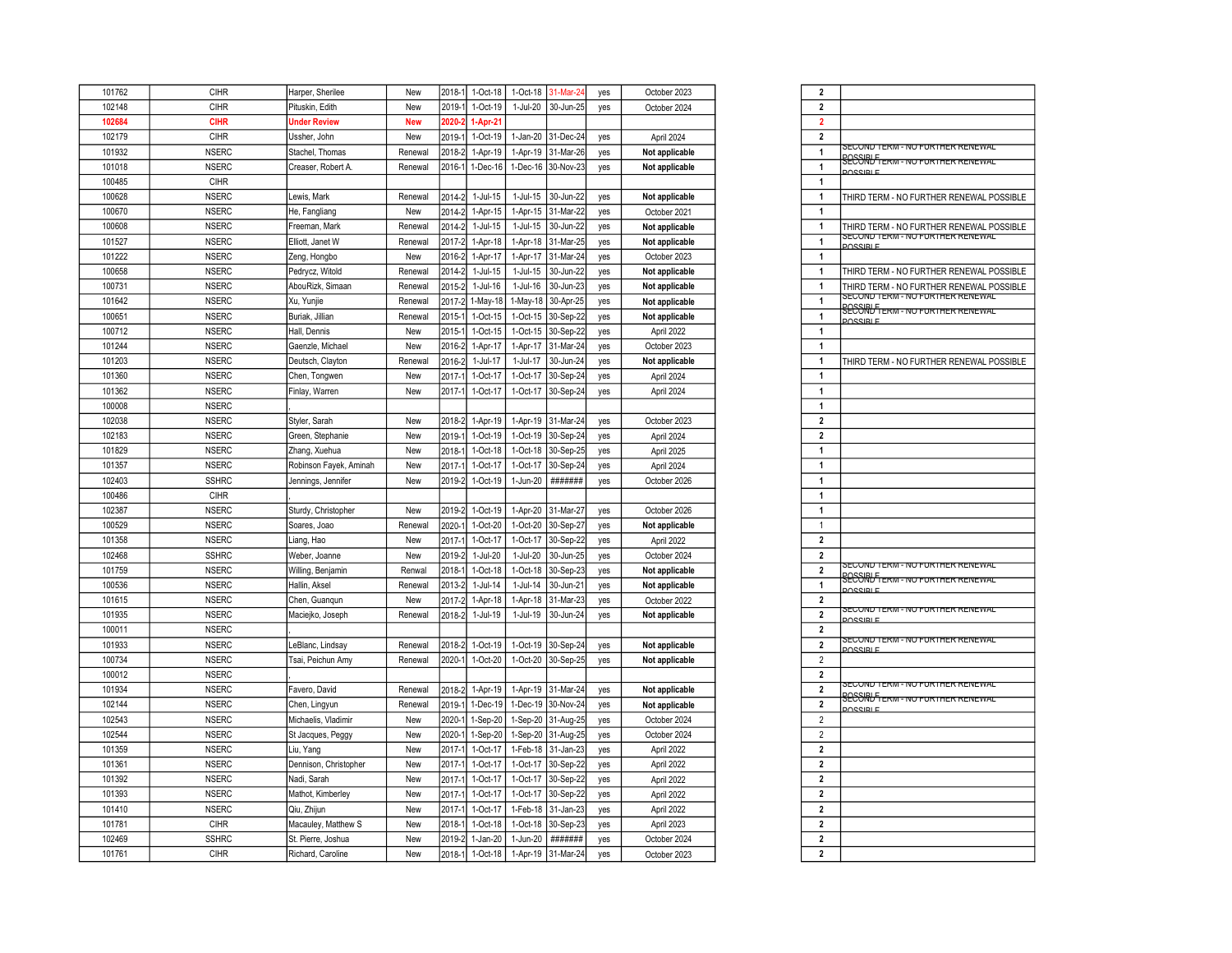| | | | | | | | | | | | |
|---|---|---|---|---|---|---|---|---|---|---|---|
| 101762 | CIHR | Harper, Sherilee | New | 2018-1 | 1-Oct-18 | 1-Oct-18 | 31-Mar-24 | yes | October 2023 | 2 | |
| 102148 | CIHR | Pituskin, Edith | New | 2019-1 | 1-Oct-19 | 1-Jul-20 | 30-Jun-25 | yes | October 2024 | 2 | |
| **102684** | **CIHR** | **Under Review** | **New** | **2020-2** | **1-Apr-21** | | | | | **2** | |
| 102179 | CIHR | Ussher, John | New | 2019-1 | 1-Oct-19 | 1-Jan-20 | 31-Dec-24 | yes | April 2024 | 2 | |
| 101932 | NSERC | Stachel, Thomas | Renewal | 2018-2 | 1-Apr-19 | 1-Apr-19 | 31-Mar-26 | yes | Not applicable | 1 | SECOND TERM - NO FURTHER RENEWAL POSSIBLE |
| 101018 | NSERC | Creaser, Robert A. | Renewal | 2016-1 | 1-Dec-16 | 1-Dec-16 | 30-Nov-23 | yes | Not applicable | 1 | SECOND TERM - NO FURTHER RENEWAL POSSIBLE |
| 100485 | CIHR | | | | | | | | | 1 | |
| 100628 | NSERC | Lewis, Mark | Renewal | 2014-2 | 1-Jul-15 | 1-Jul-15 | 30-Jun-22 | yes | Not applicable | 1 | THIRD TERM - NO FURTHER RENEWAL POSSIBLE |
| 100670 | NSERC | He, Fangliang | New | 2014-2 | 1-Apr-15 | 1-Apr-15 | 31-Mar-22 | yes | October 2021 | 1 | |
| 100608 | NSERC | Freeman, Mark | Renewal | 2014-2 | 1-Jul-15 | 1-Jul-15 | 30-Jun-22 | yes | Not applicable | 1 | THIRD TERM - NO FURTHER RENEWAL POSSIBLE |
| 101527 | NSERC | Elliott, Janet W | Renewal | 2017-2 | 1-Apr-18 | 1-Apr-18 | 31-Mar-25 | yes | Not applicable | 1 | SECOND TERM - NO FURTHER RENEWAL POSSIBLE |
| 101222 | NSERC | Zeng, Hongbo | New | 2016-2 | 1-Apr-17 | 1-Apr-17 | 31-Mar-24 | yes | October 2023 | 1 | |
| 100658 | NSERC | Pedrycz, Witold | Renewal | 2014-2 | 1-Jul-15 | 1-Jul-15 | 30-Jun-22 | yes | Not applicable | 1 | THIRD TERM - NO FURTHER RENEWAL POSSIBLE |
| 100731 | NSERC | AbouRizk, Simaan | Renewal | 2015-2 | 1-Jul-16 | 1-Jul-16 | 30-Jun-23 | yes | Not applicable | 1 | THIRD TERM - NO FURTHER RENEWAL POSSIBLE |
| 101642 | NSERC | Xu, Yunjie | Renewal | 2017-2 | 1-May-18 | 1-May-18 | 30-Apr-25 | yes | Not applicable | 1 | SECOND TERM - NO FURTHER RENEWAL POSSIBLE |
| 100651 | NSERC | Buriak, Jillian | Renewal | 2015-1 | 1-Oct-15 | 1-Oct-15 | 30-Sep-22 | yes | Not applicable | 1 | SECOND TERM - NO FURTHER RENEWAL POSSIBLE |
| 100712 | NSERC | Hall, Dennis | New | 2015-1 | 1-Oct-15 | 1-Oct-15 | 30-Sep-22 | yes | April 2022 | 1 | |
| 101244 | NSERC | Gaenzle, Michael | New | 2016-2 | 1-Apr-17 | 1-Apr-17 | 31-Mar-24 | yes | October 2023 | 1 | |
| 101203 | NSERC | Deutsch, Clayton | Renewal | 2016-2 | 1-Jul-17 | 1-Jul-17 | 30-Jun-24 | yes | Not applicable | 1 | THIRD TERM - NO FURTHER RENEWAL POSSIBLE |
| 101360 | NSERC | Chen, Tongwen | New | 2017-1 | 1-Oct-17 | 1-Oct-17 | 30-Sep-24 | yes | April 2024 | 1 | |
| 101362 | NSERC | Finlay, Warren | New | 2017-1 | 1-Oct-17 | 1-Oct-17 | 30-Sep-24 | yes | April 2024 | 1 | |
| 100008 | NSERC | , | | | | | | | | 1 | |
| 102038 | NSERC | Styler, Sarah | New | 2018-2 | 1-Apr-19 | 1-Apr-19 | 31-Mar-24 | yes | October 2023 | 2 | |
| 102183 | NSERC | Green, Stephanie | New | 2019-1 | 1-Oct-19 | 1-Oct-19 | 30-Sep-24 | yes | April 2024 | 2 | |
| 101829 | NSERC | Zhang, Xuehua | New | 2018-1 | 1-Oct-18 | 1-Oct-18 | 30-Sep-25 | yes | April 2025 | 1 | |
| 101357 | NSERC | Robinson Fayek, Aminah | New | 2017-1 | 1-Oct-17 | 1-Oct-17 | 30-Sep-24 | yes | April 2024 | 1 | |
| 102403 | SSHRC | Jennings, Jennifer | New | 2019-2 | 1-Oct-19 | 1-Jun-20 | ####### | yes | October 2026 | 1 | |
| 100486 | CIHR | , | | | | | | | | 1 | |
| 102387 | NSERC | Sturdy, Christopher | New | 2019-2 | 1-Oct-19 | 1-Apr-20 | 31-Mar-27 | yes | October 2026 | 1 | |
| 100529 | NSERC | Soares, Joao | Renewal | 2020-1 | 1-Oct-20 | 1-Oct-20 | 30-Sep-27 | yes | Not applicable | 1 | |
| 101358 | NSERC | Liang, Hao | New | 2017-1 | 1-Oct-17 | 1-Oct-17 | 30-Sep-22 | yes | April 2022 | 2 | |
| 102468 | SSHRC | Weber, Joanne | New | 2019-2 | 1-Jul-20 | 1-Jul-20 | 30-Jun-25 | yes | October 2024 | 2 | |
| 101759 | NSERC | Willing, Benjamin | Renwal | 2018-1 | 1-Oct-18 | 1-Oct-18 | 30-Sep-23 | yes | Not applicable | 2 | SECOND TERM - NO FURTHER RENEWAL POSSIBLE |
| 100536 | NSERC | Hallin, Aksel | Renewal | 2013-2 | 1-Jul-14 | 1-Jul-14 | 30-Jun-21 | yes | Not applicable | 1 | SECOND TERM - NO FURTHER RENEWAL POSSIBLE |
| 101615 | NSERC | Chen, Guanqun | New | 2017-2 | 1-Apr-18 | 1-Apr-18 | 31-Mar-23 | yes | October 2022 | 2 | |
| 101935 | NSERC | Maciejko, Joseph | Renewal | 2018-2 | 1-Jul-19 | 1-Jul-19 | 30-Jun-24 | yes | Not applicable | 2 | SECOND TERM - NO FURTHER RENEWAL POSSIBLE |
| 100011 | NSERC | , | | | | | | | | 2 | |
| 101933 | NSERC | LeBlanc, Lindsay | Renewal | 2018-2 | 1-Oct-19 | 1-Oct-19 | 30-Sep-24 | yes | Not applicable | 2 | SECOND TERM - NO FURTHER RENEWAL POSSIBLE |
| 100734 | NSERC | Tsai, Peichun Amy | Renewal | 2020-1 | 1-Oct-20 | 1-Oct-20 | 30-Sep-25 | yes | Not applicable | 2 | |
| 100012 | NSERC | , | | | | | | | | 2 | |
| 101934 | NSERC | Favero, David | Renewal | 2018-2 | 1-Apr-19 | 1-Apr-19 | 31-Mar-24 | yes | Not applicable | 2 | SECOND TERM - NO FURTHER RENEWAL POSSIBLE |
| 102144 | NSERC | Chen, Lingyun | Renewal | 2019-1 | 1-Dec-19 | 1-Dec-19 | 30-Nov-24 | yes | Not applicable | 2 | SECOND TERM - NO FURTHER RENEWAL POSSIBLE |
| 102543 | NSERC | Michaelis, Vladimir | New | 2020-1 | 1-Sep-20 | 1-Sep-20 | 31-Aug-25 | yes | October 2024 | 2 | |
| 102544 | NSERC | St Jacques, Peggy | New | 2020-1 | 1-Sep-20 | 1-Sep-20 | 31-Aug-25 | yes | October 2024 | 2 | |
| 101359 | NSERC | Liu, Yang | New | 2017-1 | 1-Oct-17 | 1-Feb-18 | 31-Jan-23 | yes | April 2022 | 2 | |
| 101361 | NSERC | Dennison, Christopher | New | 2017-1 | 1-Oct-17 | 1-Oct-17 | 30-Sep-22 | yes | April 2022 | 2 | |
| 101392 | NSERC | Nadi, Sarah | New | 2017-1 | 1-Oct-17 | 1-Oct-17 | 30-Sep-22 | yes | April 2022 | 2 | |
| 101393 | NSERC | Mathot, Kimberley | New | 2017-1 | 1-Oct-17 | 1-Oct-17 | 30-Sep-22 | yes | April 2022 | 2 | |
| 101410 | NSERC | Qiu, Zhijun | New | 2017-1 | 1-Oct-17 | 1-Feb-18 | 31-Jan-23 | yes | April 2022 | 2 | |
| 101781 | CIHR | Macauley, Matthew S | New | 2018-1 | 1-Oct-18 | 1-Oct-18 | 30-Sep-23 | yes | April 2023 | 2 | |
| 102469 | SSHRC | St. Pierre, Joshua | New | 2019-2 | 1-Jan-20 | 1-Jun-20 | ####### | yes | October 2024 | 2 | |
| 101761 | CIHR | Richard, Caroline | New | 2018-1 | 1-Oct-18 | 1-Apr-19 | 31-Mar-24 | yes | October 2023 | 2 | |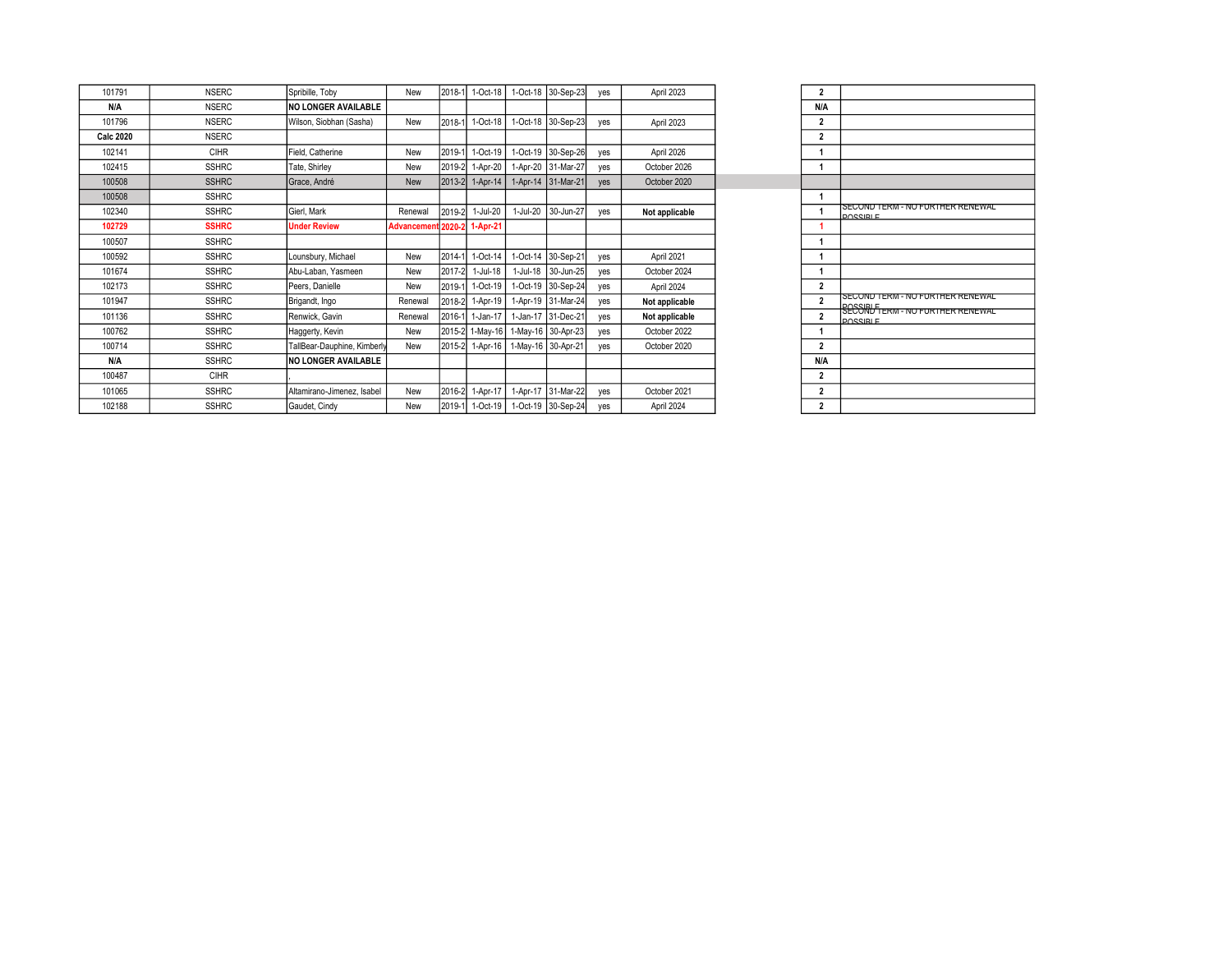| | | | | | | | | | | | | |
|---|---|---|---|---|---|---|---|---|---|---|---|---|
| 101791 | NSERC | Spribille, Toby | New | 2018-1 | 1-Oct-18 | 1-Oct-18 | 30-Sep-23 | yes | April 2023 | | 2 | |
| **N/A** | NSERC | **NO LONGER AVAILABLE** | | | | | | | | | **N/A** | |
| 101796 | NSERC | Wilson, Siobhan (Sasha) | New | 2018-1 | 1-Oct-18 | 1-Oct-18 | 30-Sep-23 | yes | April 2023 | | 2 | |
| **Calc 2020** | NSERC | | | | | | | | | | 2 | |
| 102141 | CIHR | Field, Catherine | New | 2019-1 | 1-Oct-19 | 1-Oct-19 | 30-Sep-26 | yes | April 2026 | | 1 | |
| 102415 | SSHRC | Tate, Shirley | New | 2019-2 | 1-Apr-20 | 1-Apr-20 | 31-Mar-27 | yes | October 2026 | | 1 | |
| 100508 | SSHRC | Grace, André | New | 2013-2 | 1-Apr-14 | 1-Apr-14 | 31-Mar-21 | yes | October 2020 | | | |
| 100508 | SSHRC | | | | | | | | | | 1 | |
| 102340 | SSHRC | Gierl, Mark | Renewal | 2019-2 | 1-Jul-20 | 1-Jul-20 | 30-Jun-27 | yes | **Not applicable** | | 1 | SECOND TERM - NO FURTHER RENEWAL POSSIBLE |
| **102729** | **SSHRC** | **Under Review** | **Advancement** | **2020-2** | **1-Apr-21** | | | | | | 1 | |
| 100507 | SSHRC | | | | | | | | | | 1 | |
| 100592 | SSHRC | Lounsbury, Michael | New | 2014-1 | 1-Oct-14 | 1-Oct-14 | 30-Sep-21 | yes | April 2021 | | 1 | |
| 101674 | SSHRC | Abu-Laban, Yasmeen | New | 2017-2 | 1-Jul-18 | 1-Jul-18 | 30-Jun-25 | yes | October 2024 | | 1 | |
| 102173 | SSHRC | Peers, Danielle | New | 2019-1 | 1-Oct-19 | 1-Oct-19 | 30-Sep-24 | yes | April 2024 | | 2 | |
| 101947 | SSHRC | Brigandt, Ingo | Renewal | 2018-2 | 1-Apr-19 | 1-Apr-19 | 31-Mar-24 | yes | **Not applicable** | | 2 | SECOND TERM - NO FURTHER RENEWAL POSSIBLE |
| 101136 | SSHRC | Renwick, Gavin | Renewal | 2016-1 | 1-Jan-17 | 1-Jan-17 | 31-Dec-21 | yes | **Not applicable** | | 2 | SECOND TERM - NO FURTHER RENEWAL POSSIBLE |
| 100762 | SSHRC | Haggerty, Kevin | New | 2015-2 | 1-May-16 | 1-May-16 | 30-Apr-23 | yes | October 2022 | | 1 | |
| 100714 | SSHRC | TallBear-Dauphine, Kimberly | New | 2015-2 | 1-Apr-16 | 1-May-16 | 30-Apr-21 | yes | October 2020 | | 2 | |
| **N/A** | SSHRC | **NO LONGER AVAILABLE** | | | | | | | | | **N/A** | |
| 100487 | CIHR | , | | | | | | | | | 2 | |
| 101065 | SSHRC | Altamirano-Jimenez, Isabel | New | 2016-2 | 1-Apr-17 | 1-Apr-17 | 31-Mar-22 | yes | October 2021 | | 2 | |
| 102188 | SSHRC | Gaudet, Cindy | New | 2019-1 | 1-Oct-19 | 1-Oct-19 | 30-Sep-24 | yes | April 2024 | | 2 | |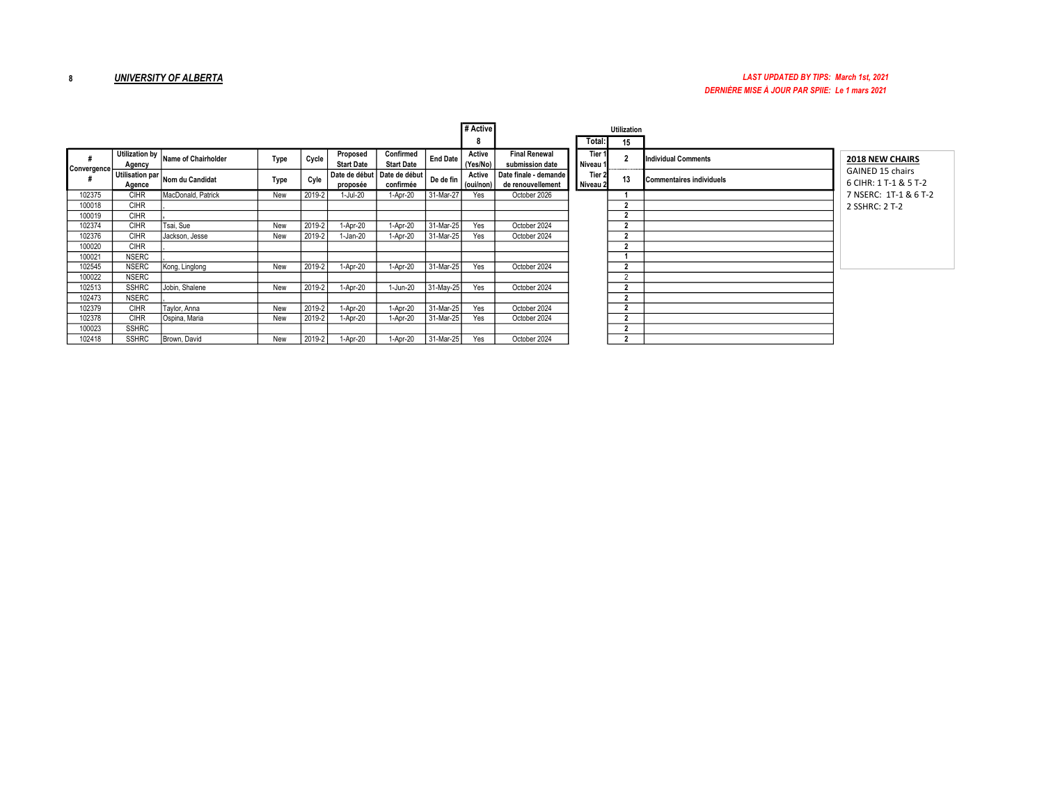8 ***UNIVERSITY OF ALBERTA***

***LAST UPDATED BY TIPS: March 1st, 2021***
***DERNIÈRE MISE À JOUR PAR SPIIE: Le 1 mars 2021***

| # Convergence # | Utilization by Agency / Utilisation par Agence | Name of Chairholder / Nom du Candidat | Type / Type | Cycle / Cyle | Proposed Start Date / Date de début proposée | Confirmed Start Date / Date de début confirmée | End Date / De de fin | Active (Yes/No) / Active (oui/non) — # Active: 8 | Final Renewal submission date / Date finale - demande de renouvellement | Total: Tier 1 Niveau 1 / Tier 2 Niveau 2 | Utilization — Total: 15; Tier 1: 2; Tier 2: 13 | Individual Comments / Commentaires individuels |
|---|---|---|---|---|---|---|---|---|---|---|---|---|
| 102375 | CIHR | MacDonald, Patrick | New | 2019-2 | 1-Jul-20 | 1-Apr-20 | 31-Mar-27 | Yes | October 2026 | | 1 | |
| 100018 | CIHR | , | | | | | | | | | 2 | |
| 100019 | CIHR | , | | | | | | | | | 2 | |
| 102374 | CIHR | Tsai, Sue | New | 2019-2 | 1-Apr-20 | 1-Apr-20 | 31-Mar-25 | Yes | October 2024 | | 2 | |
| 102376 | CIHR | Jackson, Jesse | New | 2019-2 | 1-Jan-20 | 1-Apr-20 | 31-Mar-25 | Yes | October 2024 | | 2 | |
| 100020 | CIHR | , | | | | | | | | | 2 | |
| 100021 | NSERC | , | | | | | | | | | 1 | |
| 102545 | NSERC | Kong, Linglong | New | 2019-2 | 1-Apr-20 | 1-Apr-20 | 31-Mar-25 | Yes | October 2024 | | 2 | |
| 100022 | NSERC | | | | | | | | | | 2 | |
| 102513 | SSHRC | Jobin, Shalene | New | 2019-2 | 1-Apr-20 | 1-Jun-20 | 31-May-25 | Yes | October 2024 | | 2 | |
| 102473 | NSERC | , | | | | | | | | | 2 | |
| 102379 | CIHR | Taylor, Anna | New | 2019-2 | 1-Apr-20 | 1-Apr-20 | 31-Mar-25 | Yes | October 2024 | | 2 | |
| 102378 | CIHR | Ospina, Maria | New | 2019-2 | 1-Apr-20 | 1-Apr-20 | 31-Mar-25 | Yes | October 2024 | | 2 | |
| 100023 | SSHRC | | | | | | | | | | 2 | |
| 102418 | SSHRC | Brown, David | New | 2019-2 | 1-Apr-20 | 1-Apr-20 | 31-Mar-25 | Yes | October 2024 | | 2 | |

**2018 NEW CHAIRS**
GAINED 15 chairs
6 CIHR: 1 T-1 & 5 T-2
7 NSERC: 1T-1 & 6 T-2
2 SSHRC: 2 T-2